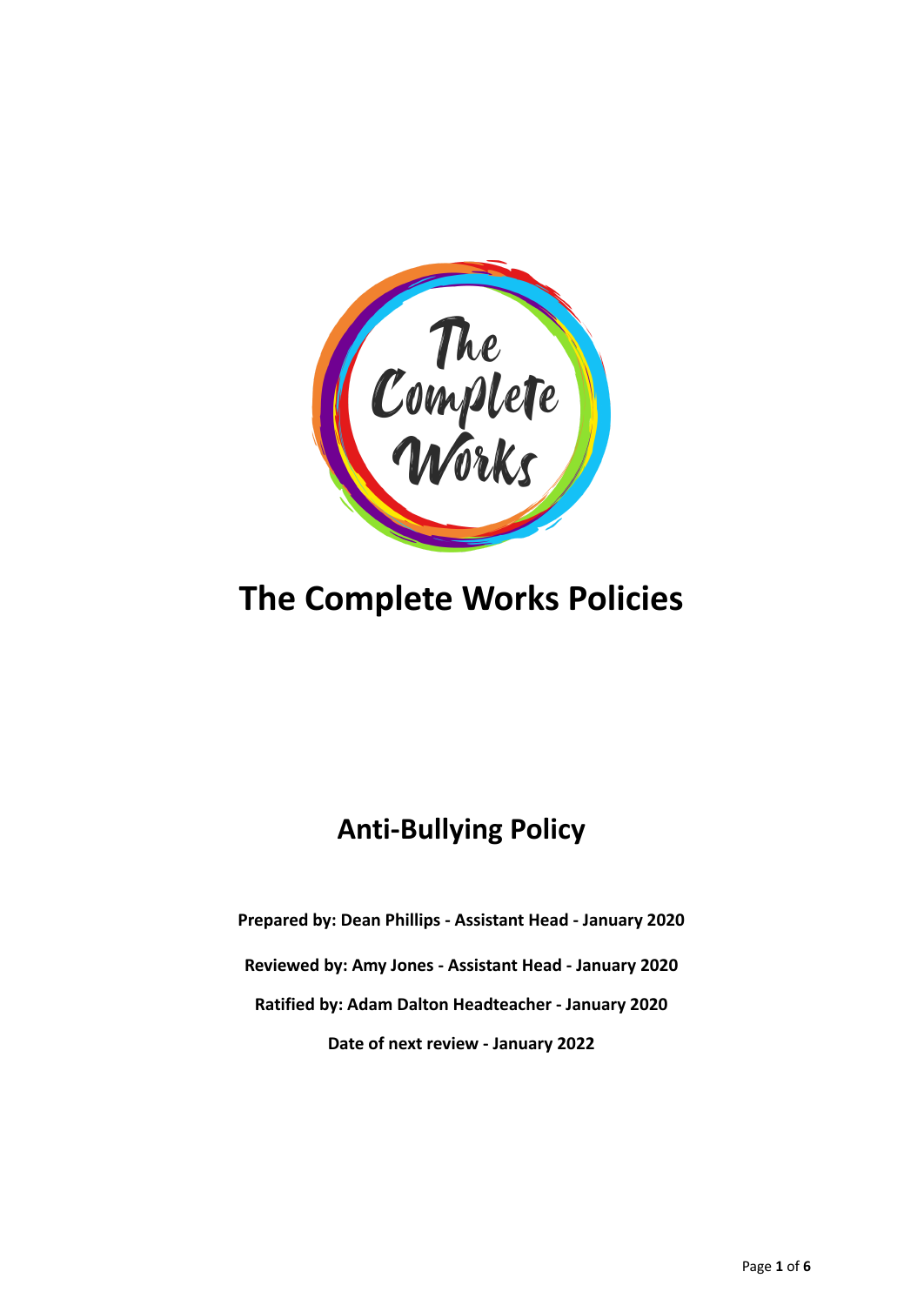# The Complete Works Policies

## Anti-Bullying Policy

**Prepared by: Dean Phillips - Assistant Head - January 2020**

**Reviewed by: Amy Jones - Assistant Head - January 2020**

**Ratified by: Adam Dalton Headteacher - January 2020**

**Date of next review - January 2022**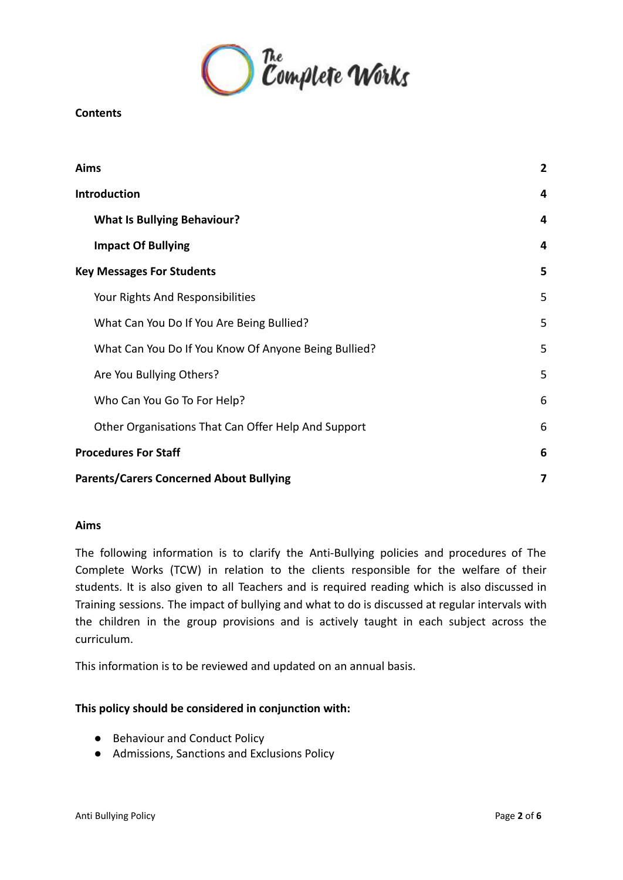**Contents**

| | |
|---|---|
| **Aims** | **2** |
| **Introduction** | **4** |
| **What Is Bullying Behaviour?** | **4** |
| **Impact Of Bullying** | **4** |
| **Key Messages For Students** | **5** |
| Your Rights And Responsibilities | 5 |
| What Can You Do If You Are Being Bullied? | 5 |
| What Can You Do If You Know Of Anyone Being Bullied? | 5 |
| Are You Bullying Others? | 5 |
| Who Can You Go To For Help? | 6 |
| Other Organisations That Can Offer Help And Support | 6 |
| **Procedures For Staff** | **6** |
| **Parents/Carers Concerned About Bullying** | **7** |

## Aims

The following information is to clarify the Anti-Bullying policies and procedures of The Complete Works (TCW) in relation to the clients responsible for the welfare of their students. It is also given to all Teachers and is required reading which is also discussed in Training sessions. The impact of bullying and what to do is discussed at regular intervals with the children in the group provisions and is actively taught in each subject across the curriculum.

This information is to be reviewed and updated on an annual basis.

**This policy should be considered in conjunction with:**

- Behaviour and Conduct Policy
- Admissions, Sanctions and Exclusions Policy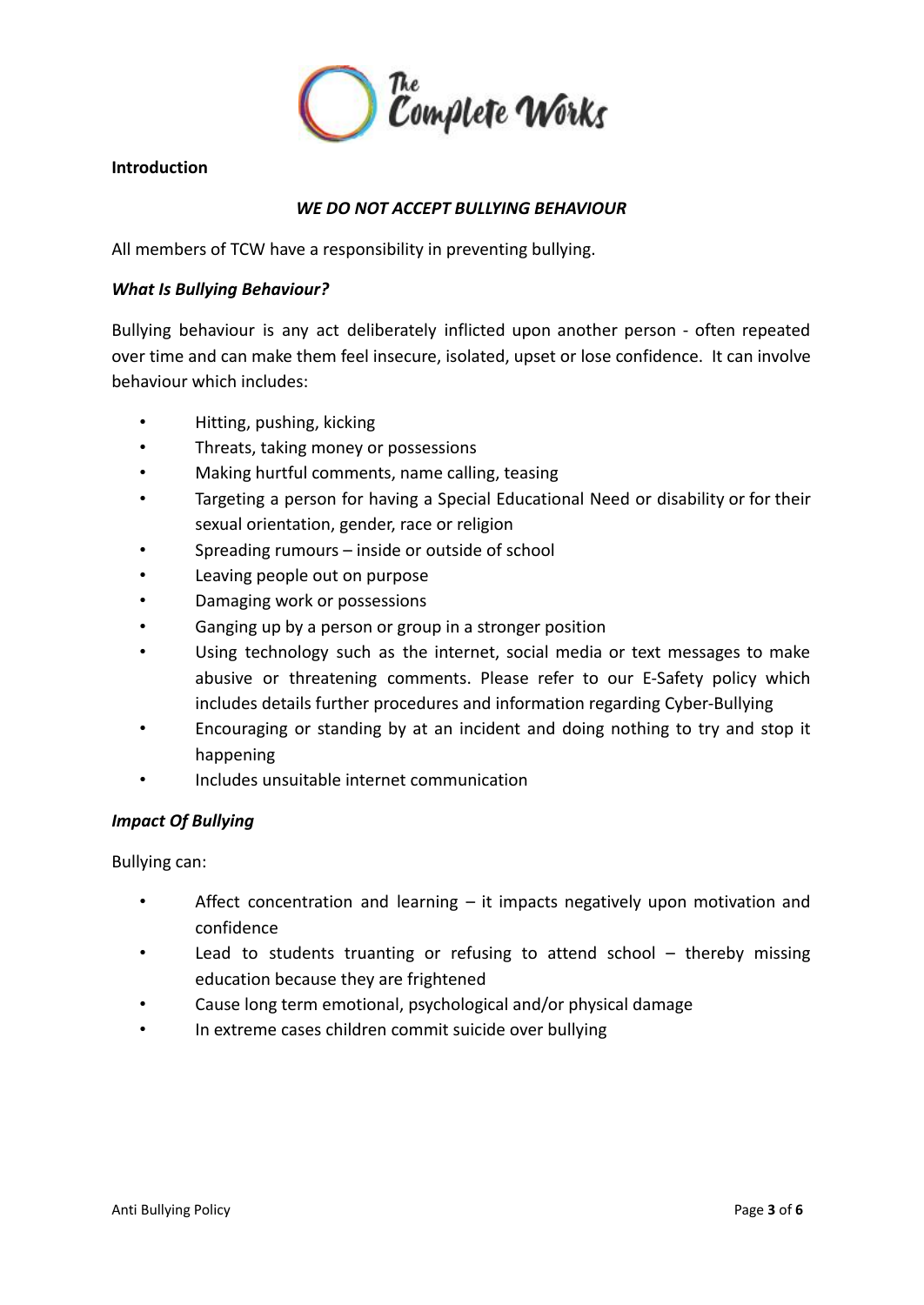**Introduction**

***WE DO NOT ACCEPT BULLYING BEHAVIOUR***

All members of TCW have a responsibility in preventing bullying.

***What Is Bullying Behaviour?***

Bullying behaviour is any act deliberately inflicted upon another person - often repeated over time and can make them feel insecure, isolated, upset or lose confidence. It can involve behaviour which includes:

- Hitting, pushing, kicking
- Threats, taking money or possessions
- Making hurtful comments, name calling, teasing
- Targeting a person for having a Special Educational Need or disability or for their sexual orientation, gender, race or religion
- Spreading rumours – inside or outside of school
- Leaving people out on purpose
- Damaging work or possessions
- Ganging up by a person or group in a stronger position
- Using technology such as the internet, social media or text messages to make abusive or threatening comments. Please refer to our E-Safety policy which includes details further procedures and information regarding Cyber-Bullying
- Encouraging or standing by at an incident and doing nothing to try and stop it happening
- Includes unsuitable internet communication

***Impact Of Bullying***

Bullying can:

- Affect concentration and learning – it impacts negatively upon motivation and confidence
- Lead to students truanting or refusing to attend school – thereby missing education because they are frightened
- Cause long term emotional, psychological and/or physical damage
- In extreme cases children commit suicide over bullying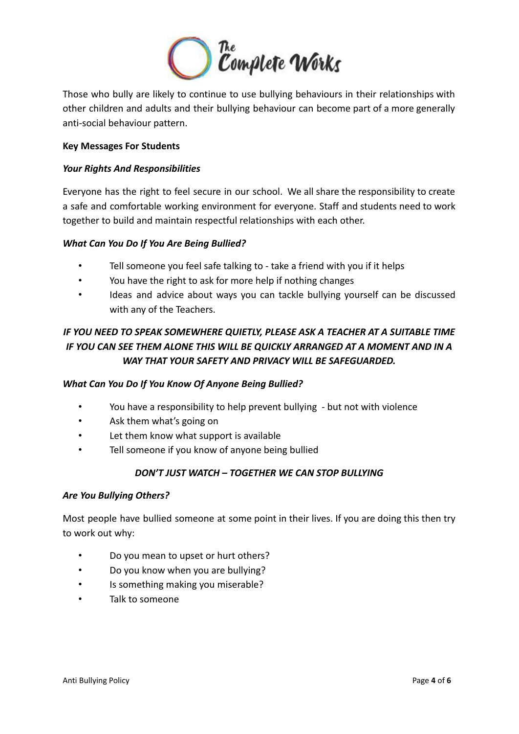Those who bully are likely to continue to use bullying behaviours in their relationships with other children and adults and their bullying behaviour can become part of a more generally anti-social behaviour pattern.

**Key Messages For Students**

***Your Rights And Responsibilities***

Everyone has the right to feel secure in our school. We all share the responsibility to create a safe and comfortable working environment for everyone. Staff and students need to work together to build and maintain respectful relationships with each other.

***What Can You Do If You Are Being Bullied?***

- Tell someone you feel safe talking to - take a friend with you if it helps
- You have the right to ask for more help if nothing changes
- Ideas and advice about ways you can tackle bullying yourself can be discussed with any of the Teachers.

***IF YOU NEED TO SPEAK SOMEWHERE QUIETLY, PLEASE ASK A TEACHER AT A SUITABLE TIME IF YOU CAN SEE THEM ALONE THIS WILL BE QUICKLY ARRANGED AT A MOMENT AND IN A WAY THAT YOUR SAFETY AND PRIVACY WILL BE SAFEGUARDED.***

***What Can You Do If You Know Of Anyone Being Bullied?***

- You have a responsibility to help prevent bullying - but not with violence
- Ask them what's going on
- Let them know what support is available
- Tell someone if you know of anyone being bullied

***DON'T JUST WATCH – TOGETHER WE CAN STOP BULLYING***

***Are You Bullying Others?***

Most people have bullied someone at some point in their lives. If you are doing this then try to work out why:

- Do you mean to upset or hurt others?
- Do you know when you are bullying?
- Is something making you miserable?
- Talk to someone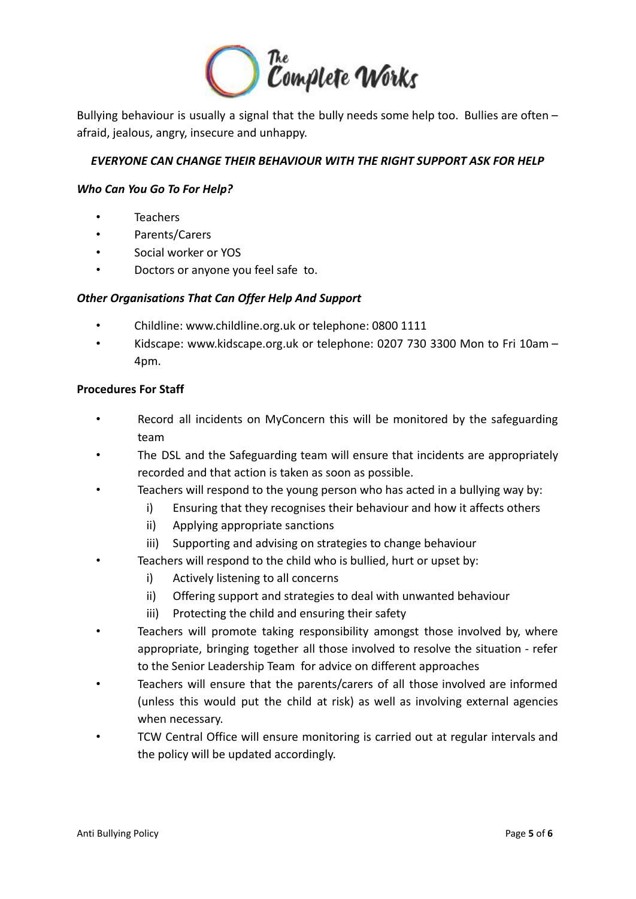Bullying behaviour is usually a signal that the bully needs some help too. Bullies are often – afraid, jealous, angry, insecure and unhappy.

***EVERYONE CAN CHANGE THEIR BEHAVIOUR WITH THE RIGHT SUPPORT ASK FOR HELP***

***Who Can You Go To For Help?***

- Teachers
- Parents/Carers
- Social worker or YOS
- Doctors or anyone you feel safe to.

***Other Organisations That Can Offer Help And Support***

- Childline: www.childline.org.uk or telephone: 0800 1111
- Kidscape: www.kidscape.org.uk or telephone: 0207 730 3300 Mon to Fri 10am – 4pm.

**Procedures For Staff**

- Record all incidents on MyConcern this will be monitored by the safeguarding team
- The DSL and the Safeguarding team will ensure that incidents are appropriately recorded and that action is taken as soon as possible.
- Teachers will respond to the young person who has acted in a bullying way by:
  - i) Ensuring that they recognises their behaviour and how it affects others
  - ii) Applying appropriate sanctions
  - iii) Supporting and advising on strategies to change behaviour
- Teachers will respond to the child who is bullied, hurt or upset by:
  - i) Actively listening to all concerns
  - ii) Offering support and strategies to deal with unwanted behaviour
  - iii) Protecting the child and ensuring their safety
- Teachers will promote taking responsibility amongst those involved by, where appropriate, bringing together all those involved to resolve the situation - refer to the Senior Leadership Team for advice on different approaches
- Teachers will ensure that the parents/carers of all those involved are informed (unless this would put the child at risk) as well as involving external agencies when necessary.
- TCW Central Office will ensure monitoring is carried out at regular intervals and the policy will be updated accordingly.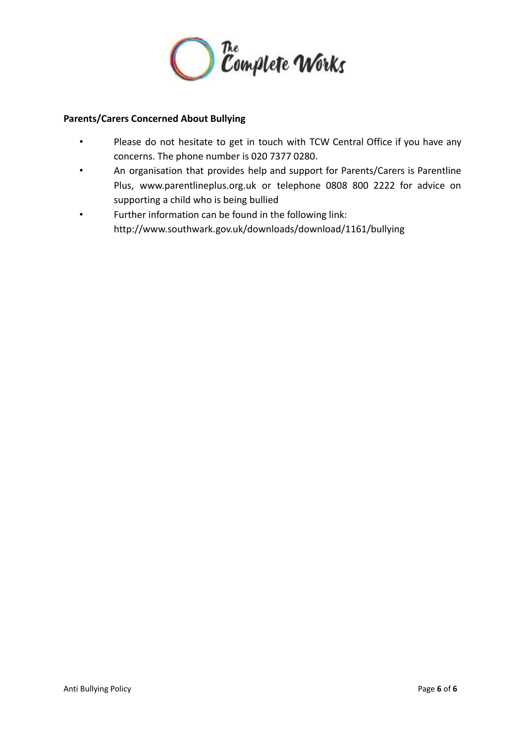**Parents/Carers Concerned About Bullying**

- Please do not hesitate to get in touch with TCW Central Office if you have any concerns. The phone number is 020 7377 0280.
- An organisation that provides help and support for Parents/Carers is Parentline Plus, www.parentlineplus.org.uk or telephone 0808 800 2222 for advice on supporting a child who is being bullied
- Further information can be found in the following link: http://www.southwark.gov.uk/downloads/download/1161/bullying